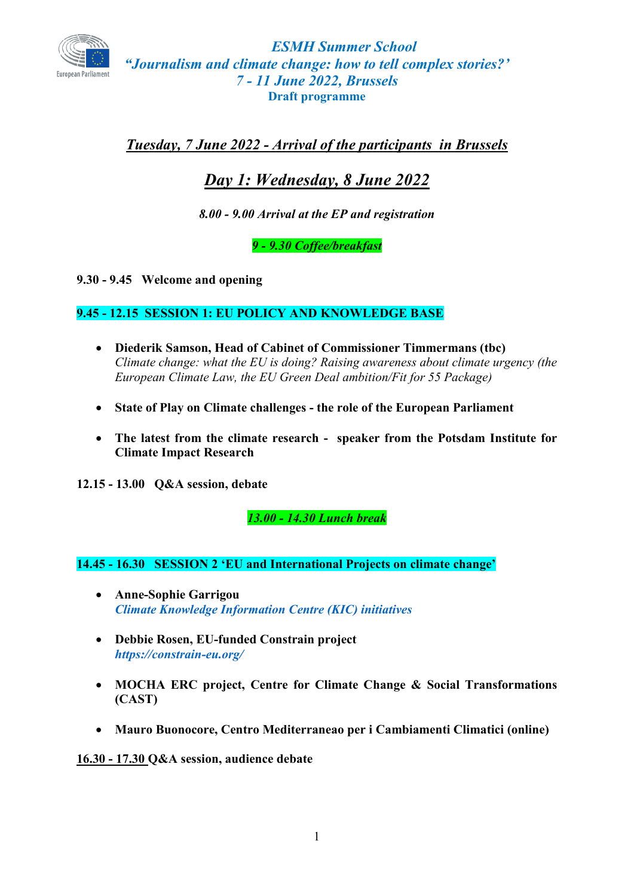# ESMH Summer School
# *"Journalism and climate change: how to tell complex stories?'*
## *7 - 11 June 2022, Brussels*
**Draft programme**

## ***Tuesday, 7 June 2022 - Arrival of the participants in Brussels***

## ***Day 1: Wednesday, 8 June 2022***

***8.00 - 9.00 Arrival at the EP and registration***

***9 - 9.30 Coffee/breakfast***

**9.30 - 9.45 Welcome and opening**

**9.45 - 12.15 SESSION 1: EU POLICY AND KNOWLEDGE BASE**

- **Diederik Samson, Head of Cabinet of Commissioner Timmermans (tbc)**
  *Climate change: what the EU is doing? Raising awareness about climate urgency (the European Climate Law, the EU Green Deal ambition/Fit for 55 Package)*

- **State of Play on Climate challenges - the role of the European Parliament**

- **The latest from the climate research - speaker from the Potsdam Institute for Climate Impact Research**

**12.15 - 13.00 Q&A session, debate**

***13.00 - 14.30 Lunch break***

**14.45 - 16.30 SESSION 2 'EU and International Projects on climate change'**

- **Anne-Sophie Garrigou**
  ***Climate Knowledge Information Centre (KIC) initiatives***

- **Debbie Rosen, EU-funded Constrain project**
  ***https://constrain-eu.org/***

- **MOCHA ERC project, Centre for Climate Change & Social Transformations (CAST)**

- **Mauro Buonocore, Centro Mediterraneao per i Cambiamenti Climatici (online)**

**16.30 - 17.30 Q&A session, audience debate**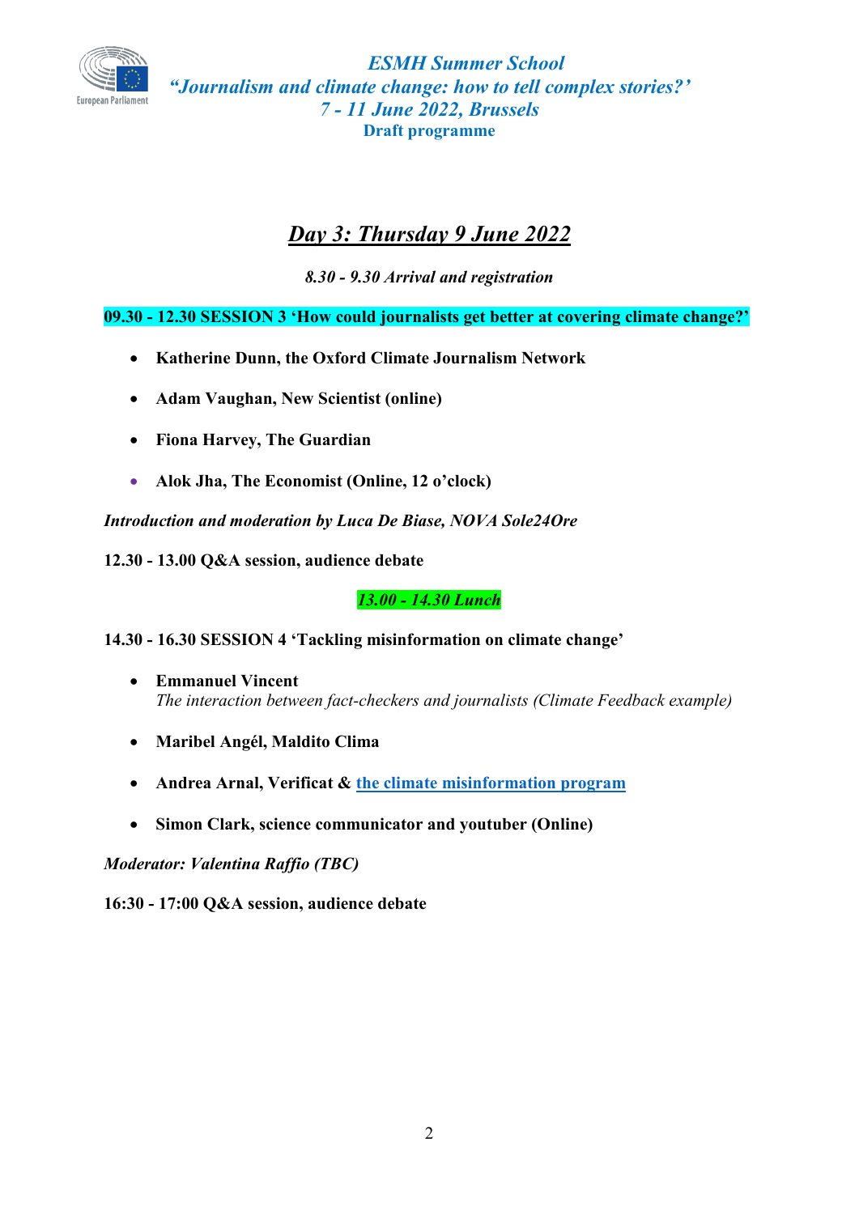# Day 3: Thursday 9 June 2022

*8.30 - 9.30 Arrival and registration*

**09.30 - 12.30 SESSION 3 'How could journalists get better at covering climate change?'**

- **Katherine Dunn, the Oxford Climate Journalism Network**
- **Adam Vaughan, New Scientist (online)**
- **Fiona Harvey, The Guardian**
- **Alok Jha, The Economist (Online, 12 o'clock)**

***Introduction and moderation by Luca De Biase, NOVA Sole24Ore***

**12.30 - 13.00 Q&A session, audience debate**

***13.00 - 14.30 Lunch***

**14.30 - 16.30 SESSION 4 'Tackling misinformation on climate change'**

- **Emmanuel Vincent**
  *The interaction between fact-checkers and journalists (Climate Feedback example)*
- **Maribel Angél, Maldito Clima**
- **Andrea Arnal, Verificat & the climate misinformation program**
- **Simon Clark, science communicator and youtuber (Online)**

***Moderator: Valentina Raffio (TBC)***

**16:30 - 17:00 Q&A session, audience debate**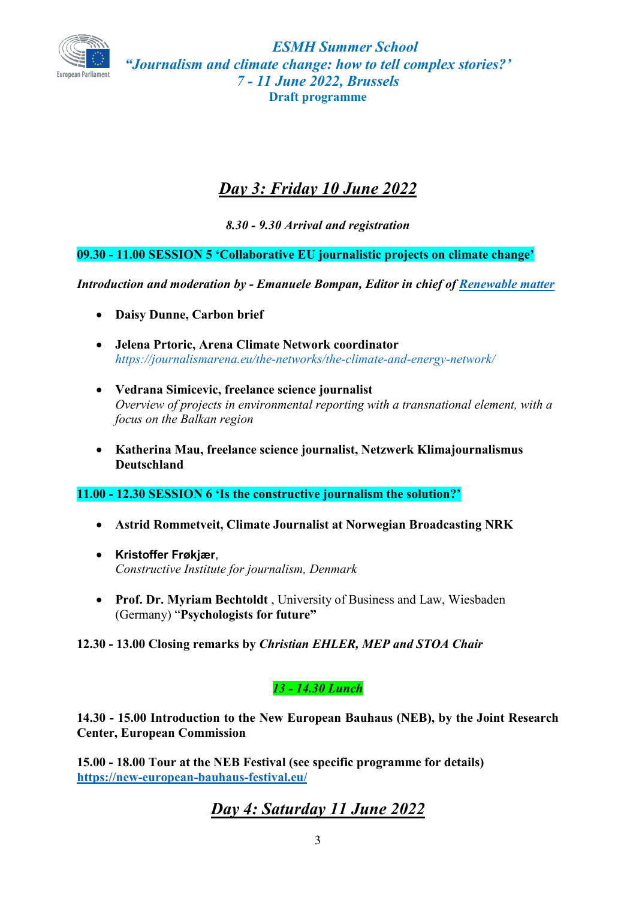## *Day 3: Friday 10 June 2022*

*8.30 - 9.30 Arrival and registration*

**09.30 - 11.00 SESSION 5 'Collaborative EU journalistic projects on climate change'**

***Introduction and moderation by - Emanuele Bompan, Editor in chief of [Renewable matter]***

- **Daisy Dunne, Carbon brief**
- **Jelena Prtoric, Arena Climate Network coordinator**
  *https://journalismarena.eu/the-networks/the-climate-and-energy-network/*
- **Vedrana Simicevic, freelance science journalist**
  *Overview of projects in environmental reporting with a transnational element, with a focus on the Balkan region*
- **Katherina Mau, freelance science journalist, Netzwerk Klimajournalismus Deutschland**

**11.00 - 12.30 SESSION 6 'Is the constructive journalism the solution?'**

- **Astrid Rommetveit, Climate Journalist at Norwegian Broadcasting NRK**
- **Kristoffer Frøkjær**,
  *Constructive Institute for journalism, Denmark*
- **Prof. Dr. Myriam Bechtoldt** , University of Business and Law, Wiesbaden (Germany) "**Psychologists for future"**

**12.30 - 13.00 Closing remarks by *Christian EHLER, MEP and STOA Chair***

***13 - 14.30 Lunch***

**14.30 - 15.00 Introduction to the New European Bauhaus (NEB), by the Joint Research Center, European Commission**

**15.00 - 18.00 Tour at the NEB Festival (see specific programme for details)**
**https://new-european-bauhaus-festival.eu/**

## *Day 4: Saturday 11 June 2022*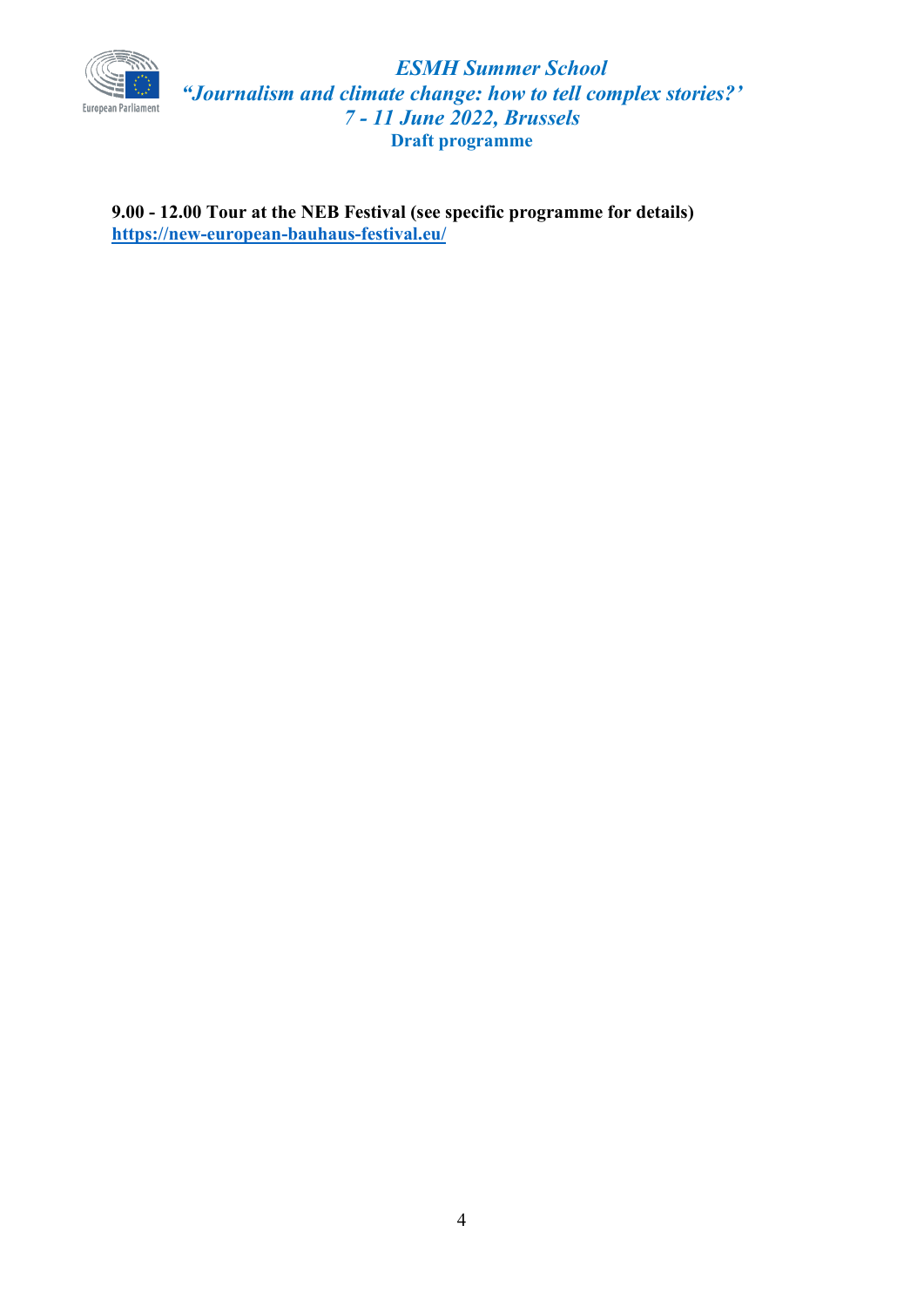**9.00 - 12.00 Tour at the NEB Festival (see specific programme for details)**
**https://new-european-bauhaus-festival.eu/**